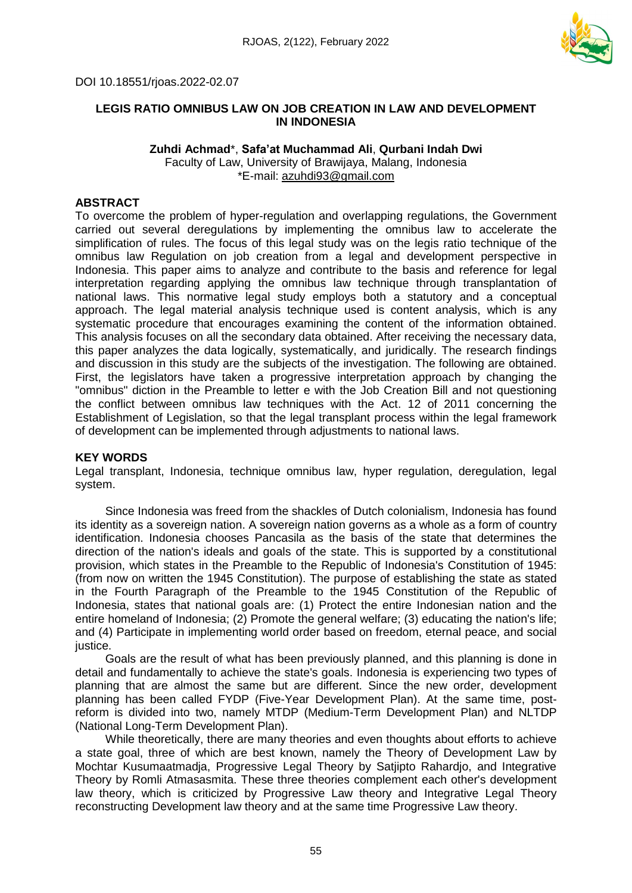DOI 10.18551/rjoas.2022-02.07

# LEGIS RATIO OMNIBUS LAW ON JOB CREATION IN LAW AND DEVELOPMENT IN INDONESIA

**Zuhdi Achmad**\*, **Safa'at Muchammad Ali**, **Qurbani Indah Dwi**
Faculty of Law, University of Brawijaya, Malang, Indonesia
\*E-mail: azuhdi93@gmail.com

## ABSTRACT

To overcome the problem of hyper-regulation and overlapping regulations, the Government carried out several deregulations by implementing the omnibus law to accelerate the simplification of rules. The focus of this legal study was on the legis ratio technique of the omnibus law Regulation on job creation from a legal and development perspective in Indonesia. This paper aims to analyze and contribute to the basis and reference for legal interpretation regarding applying the omnibus law technique through transplantation of national laws. This normative legal study employs both a statutory and a conceptual approach. The legal material analysis technique used is content analysis, which is any systematic procedure that encourages examining the content of the information obtained. This analysis focuses on all the secondary data obtained. After receiving the necessary data, this paper analyzes the data logically, systematically, and juridically. The research findings and discussion in this study are the subjects of the investigation. The following are obtained. First, the legislators have taken a progressive interpretation approach by changing the "omnibus" diction in the Preamble to letter e with the Job Creation Bill and not questioning the conflict between omnibus law techniques with the Act. 12 of 2011 concerning the Establishment of Legislation, so that the legal transplant process within the legal framework of development can be implemented through adjustments to national laws.

## KEY WORDS

Legal transplant, Indonesia, technique omnibus law, hyper regulation, deregulation, legal system.

Since Indonesia was freed from the shackles of Dutch colonialism, Indonesia has found its identity as a sovereign nation. A sovereign nation governs as a whole as a form of country identification. Indonesia chooses Pancasila as the basis of the state that determines the direction of the nation's ideals and goals of the state. This is supported by a constitutional provision, which states in the Preamble to the Republic of Indonesia's Constitution of 1945: (from now on written the 1945 Constitution). The purpose of establishing the state as stated in the Fourth Paragraph of the Preamble to the 1945 Constitution of the Republic of Indonesia, states that national goals are: (1) Protect the entire Indonesian nation and the entire homeland of Indonesia; (2) Promote the general welfare; (3) educating the nation's life; and (4) Participate in implementing world order based on freedom, eternal peace, and social justice.

Goals are the result of what has been previously planned, and this planning is done in detail and fundamentally to achieve the state's goals. Indonesia is experiencing two types of planning that are almost the same but are different. Since the new order, development planning has been called FYDP (Five-Year Development Plan). At the same time, post-reform is divided into two, namely MTDP (Medium-Term Development Plan) and NLTDP (National Long-Term Development Plan).

While theoretically, there are many theories and even thoughts about efforts to achieve a state goal, three of which are best known, namely the Theory of Development Law by Mochtar Kusumaatmadja, Progressive Legal Theory by Satjipto Rahardjo, and Integrative Theory by Romli Atmasasmita. These three theories complement each other's development law theory, which is criticized by Progressive Law theory and Integrative Legal Theory reconstructing Development law theory and at the same time Progressive Law theory.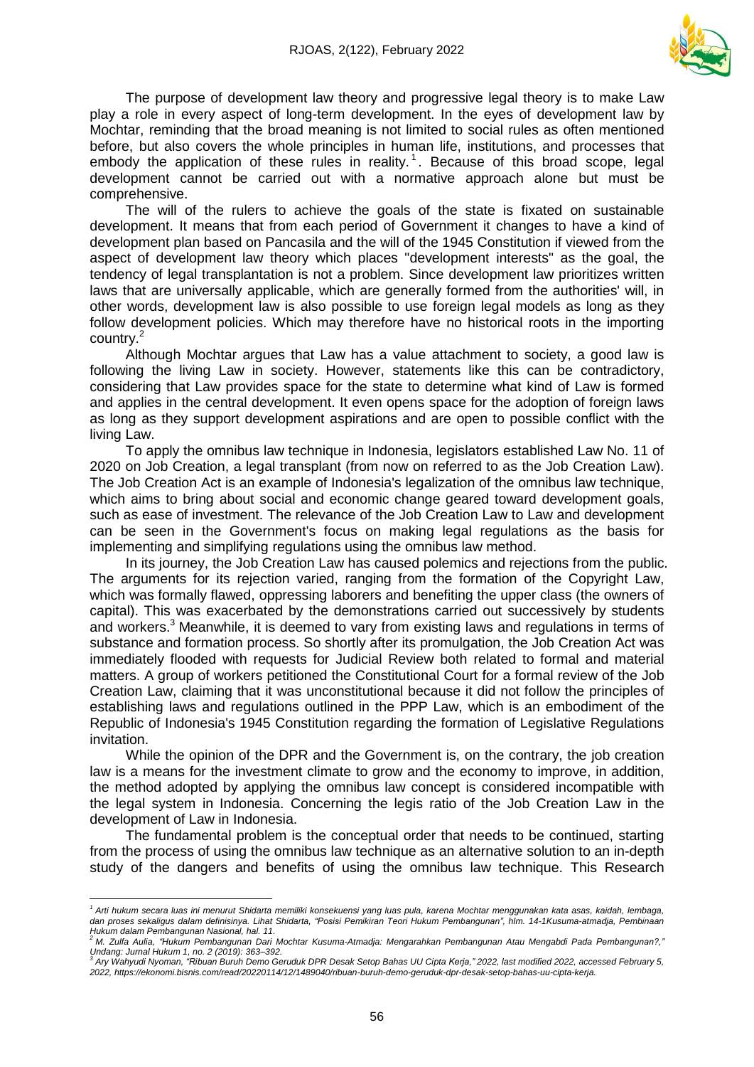The purpose of development law theory and progressive legal theory is to make Law play a role in every aspect of long-term development. In the eyes of development law by Mochtar, reminding that the broad meaning is not limited to social rules as often mentioned before, but also covers the whole principles in human life, institutions, and processes that embody the application of these rules in reality.[1]. Because of this broad scope, legal development cannot be carried out with a normative approach alone but must be comprehensive.

The will of the rulers to achieve the goals of the state is fixated on sustainable development. It means that from each period of Government it changes to have a kind of development plan based on Pancasila and the will of the 1945 Constitution if viewed from the aspect of development law theory which places "development interests" as the goal, the tendency of legal transplantation is not a problem. Since development law prioritizes written laws that are universally applicable, which are generally formed from the authorities' will, in other words, development law is also possible to use foreign legal models as long as they follow development policies. Which may therefore have no historical roots in the importing country.[2]

Although Mochtar argues that Law has a value attachment to society, a good law is following the living Law in society. However, statements like this can be contradictory, considering that Law provides space for the state to determine what kind of Law is formed and applies in the central development. It even opens space for the adoption of foreign laws as long as they support development aspirations and are open to possible conflict with the living Law.

To apply the omnibus law technique in Indonesia, legislators established Law No. 11 of 2020 on Job Creation, a legal transplant (from now on referred to as the Job Creation Law). The Job Creation Act is an example of Indonesia's legalization of the omnibus law technique, which aims to bring about social and economic change geared toward development goals, such as ease of investment. The relevance of the Job Creation Law to Law and development can be seen in the Government's focus on making legal regulations as the basis for implementing and simplifying regulations using the omnibus law method.

In its journey, the Job Creation Law has caused polemics and rejections from the public. The arguments for its rejection varied, ranging from the formation of the Copyright Law, which was formally flawed, oppressing laborers and benefiting the upper class (the owners of capital). This was exacerbated by the demonstrations carried out successively by students and workers.[3] Meanwhile, it is deemed to vary from existing laws and regulations in terms of substance and formation process. So shortly after its promulgation, the Job Creation Act was immediately flooded with requests for Judicial Review both related to formal and material matters. A group of workers petitioned the Constitutional Court for a formal review of the Job Creation Law, claiming that it was unconstitutional because it did not follow the principles of establishing laws and regulations outlined in the PPP Law, which is an embodiment of the Republic of Indonesia's 1945 Constitution regarding the formation of Legislative Regulations invitation.

While the opinion of the DPR and the Government is, on the contrary, the job creation law is a means for the investment climate to grow and the economy to improve, in addition, the method adopted by applying the omnibus law concept is considered incompatible with the legal system in Indonesia. Concerning the legis ratio of the Job Creation Law in the development of Law in Indonesia.

The fundamental problem is the conceptual order that needs to be continued, starting from the process of using the omnibus law technique as an alternative solution to an in-depth study of the dangers and benefits of using the omnibus law technique. This Research

---

[1] *Arti hukum secara luas ini menurut Shidarta memiliki konsekuensi yang luas pula, karena Mochtar menggunakan kata asas, kaidah, lembaga, dan proses sekaligus dalam definisinya. Lihat Shidarta, "Posisi Pemikiran Teori Hukum Pembangunan", hlm. 14-1Kusuma-atmadja, Pembinaan Hukum dalam Pembangunan Nasional, hal. 11.*

[2] *M. Zulfa Aulia, "Hukum Pembangunan Dari Mochtar Kusuma-Atmadja: Mengarahkan Pembangunan Atau Mengabdi Pada Pembangunan?," Undang: Jurnal Hukum 1, no. 2 (2019): 363–392.*

[3] *Ary Wahyudi Nyoman, "Ribuan Buruh Demo Geruduk DPR Desak Setop Bahas UU Cipta Kerja," 2022, last modified 2022, accessed February 5, 2022, https://ekonomi.bisnis.com/read/20220114/12/1489040/ribuan-buruh-demo-geruduk-dpr-desak-setop-bahas-uu-cipta-kerja.*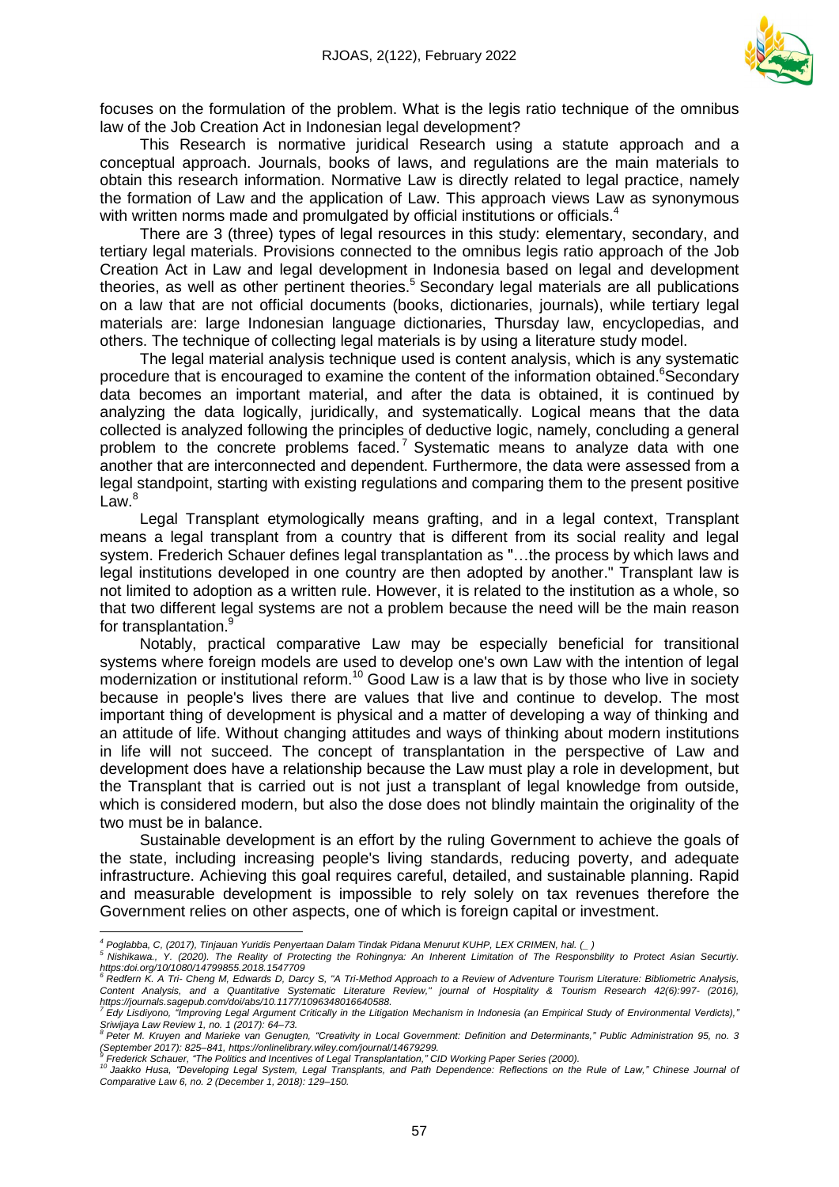focuses on the formulation of the problem. What is the legis ratio technique of the omnibus law of the Job Creation Act in Indonesian legal development?

This Research is normative juridical Research using a statute approach and a conceptual approach. Journals, books of laws, and regulations are the main materials to obtain this research information. Normative Law is directly related to legal practice, namely the formation of Law and the application of Law. This approach views Law as synonymous with written norms made and promulgated by official institutions or officials.[4]

There are 3 (three) types of legal resources in this study: elementary, secondary, and tertiary legal materials. Provisions connected to the omnibus legis ratio approach of the Job Creation Act in Law and legal development in Indonesia based on legal and development theories, as well as other pertinent theories.[5] Secondary legal materials are all publications on a law that are not official documents (books, dictionaries, journals), while tertiary legal materials are: large Indonesian language dictionaries, Thursday law, encyclopedias, and others. The technique of collecting legal materials is by using a literature study model.

The legal material analysis technique used is content analysis, which is any systematic procedure that is encouraged to examine the content of the information obtained.[6]Secondary data becomes an important material, and after the data is obtained, it is continued by analyzing the data logically, juridically, and systematically. Logical means that the data collected is analyzed following the principles of deductive logic, namely, concluding a general problem to the concrete problems faced.[7] Systematic means to analyze data with one another that are interconnected and dependent. Furthermore, the data were assessed from a legal standpoint, starting with existing regulations and comparing them to the present positive Law.[8]

Legal Transplant etymologically means grafting, and in a legal context, Transplant means a legal transplant from a country that is different from its social reality and legal system. Frederich Schauer defines legal transplantation as "…the process by which laws and legal institutions developed in one country are then adopted by another." Transplant law is not limited to adoption as a written rule. However, it is related to the institution as a whole, so that two different legal systems are not a problem because the need will be the main reason for transplantation.[9]

Notably, practical comparative Law may be especially beneficial for transitional systems where foreign models are used to develop one's own Law with the intention of legal modernization or institutional reform.[10] Good Law is a law that is by those who live in society because in people's lives there are values that live and continue to develop. The most important thing of development is physical and a matter of developing a way of thinking and an attitude of life. Without changing attitudes and ways of thinking about modern institutions in life will not succeed. The concept of transplantation in the perspective of Law and development does have a relationship because the Law must play a role in development, but the Transplant that is carried out is not just a transplant of legal knowledge from outside, which is considered modern, but also the dose does not blindly maintain the originality of the two must be in balance.

Sustainable development is an effort by the ruling Government to achieve the goals of the state, including increasing people's living standards, reducing poverty, and adequate infrastructure. Achieving this goal requires careful, detailed, and sustainable planning. Rapid and measurable development is impossible to rely solely on tax revenues therefore the Government relies on other aspects, one of which is foreign capital or investment.

---

[4] *Poglabba, C, (2017), Tinjauan Yuridis Penyertaan Dalam Tindak Pidana Menurut KUHP, LEX CRIMEN, hal. (_ )*

[5] *Nishikawa., Y. (2020). The Reality of Protecting the Rohingnya: An Inherent Limitation of The Responsbility to Protect Asian Securtiy. https:doi.org/10/1080/14799855.2018.1547709*

[6] *Redfern K. A Tri- Cheng M, Edwards D, Darcy S, "A Tri-Method Approach to a Review of Adventure Tourism Literature: Bibliometric Analysis, Content Analysis, and a Quantitative Systematic Literature Review," journal of Hospitality & Tourism Research 42(6):997- (2016), https://journals.sagepub.com/doi/abs/10.1177/1096348016640588.*

[7] *Edy Lisdiyono, "Improving Legal Argument Critically in the Litigation Mechanism in Indonesia (an Empirical Study of Environmental Verdicts)," Sriwijaya Law Review 1, no. 1 (2017): 64–73.*

[8] *Peter M. Kruyen and Marieke van Genugten, "Creativity in Local Government: Definition and Determinants," Public Administration 95, no. 3 (September 2017): 825–841, https://onlinelibrary.wiley.com/journal/14679299.*

[9] *Frederick Schauer, "The Politics and Incentives of Legal Transplantation," CID Working Paper Series (2000).*

[10] *Jaakko Husa, "Developing Legal System, Legal Transplants, and Path Dependence: Reflections on the Rule of Law," Chinese Journal of Comparative Law 6, no. 2 (December 1, 2018): 129–150.*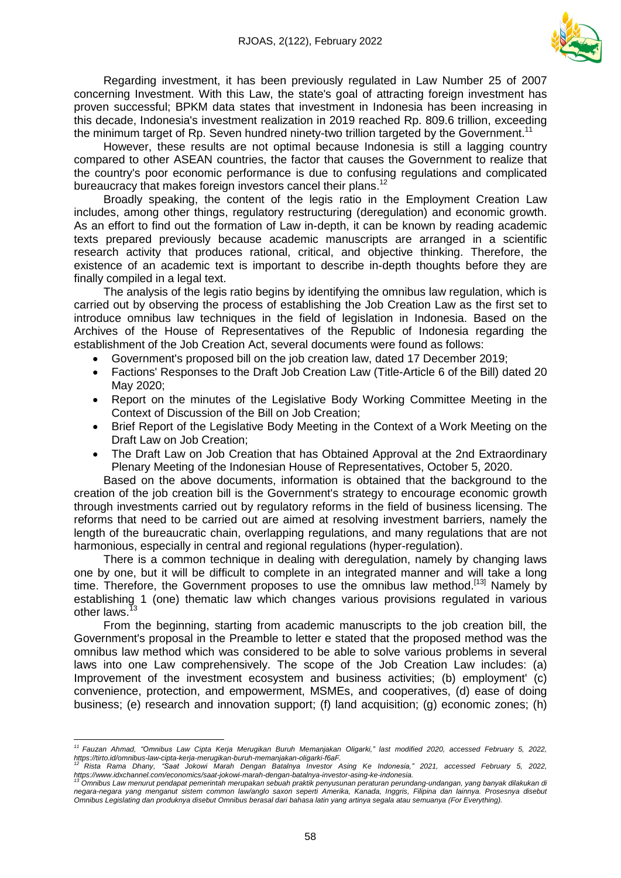Regarding investment, it has been previously regulated in Law Number 25 of 2007 concerning Investment. With this Law, the state's goal of attracting foreign investment has proven successful; BPKM data states that investment in Indonesia has been increasing in this decade, Indonesia's investment realization in 2019 reached Rp. 809.6 trillion, exceeding the minimum target of Rp. Seven hundred ninety-two trillion targeted by the Government.[11]

However, these results are not optimal because Indonesia is still a lagging country compared to other ASEAN countries, the factor that causes the Government to realize that the country's poor economic performance is due to confusing regulations and complicated bureaucracy that makes foreign investors cancel their plans.[12]

Broadly speaking, the content of the legis ratio in the Employment Creation Law includes, among other things, regulatory restructuring (deregulation) and economic growth. As an effort to find out the formation of Law in-depth, it can be known by reading academic texts prepared previously because academic manuscripts are arranged in a scientific research activity that produces rational, critical, and objective thinking. Therefore, the existence of an academic text is important to describe in-depth thoughts before they are finally compiled in a legal text.

The analysis of the legis ratio begins by identifying the omnibus law regulation, which is carried out by observing the process of establishing the Job Creation Law as the first set to introduce omnibus law techniques in the field of legislation in Indonesia. Based on the Archives of the House of Representatives of the Republic of Indonesia regarding the establishment of the Job Creation Act, several documents were found as follows:

- Government's proposed bill on the job creation law, dated 17 December 2019;
- Factions' Responses to the Draft Job Creation Law (Title-Article 6 of the Bill) dated 20 May 2020;
- Report on the minutes of the Legislative Body Working Committee Meeting in the Context of Discussion of the Bill on Job Creation;
- Brief Report of the Legislative Body Meeting in the Context of a Work Meeting on the Draft Law on Job Creation;
- The Draft Law on Job Creation that has Obtained Approval at the 2nd Extraordinary Plenary Meeting of the Indonesian House of Representatives, October 5, 2020.

Based on the above documents, information is obtained that the background to the creation of the job creation bill is the Government's strategy to encourage economic growth through investments carried out by regulatory reforms in the field of business licensing. The reforms that need to be carried out are aimed at resolving investment barriers, namely the length of the bureaucratic chain, overlapping regulations, and many regulations that are not harmonious, especially in central and regional regulations (hyper-regulation).

There is a common technique in dealing with deregulation, namely by changing laws one by one, but it will be difficult to complete in an integrated manner and will take a long time. Therefore, the Government proposes to use the omnibus law method.[13] Namely by establishing 1 (one) thematic law which changes various provisions regulated in various other laws.[13]

From the beginning, starting from academic manuscripts to the job creation bill, the Government's proposal in the Preamble to letter e stated that the proposed method was the omnibus law method which was considered to be able to solve various problems in several laws into one Law comprehensively. The scope of the Job Creation Law includes: (a) Improvement of the investment ecosystem and business activities; (b) employment' (c) convenience, protection, and empowerment, MSMEs, and cooperatives, (d) ease of doing business; (e) research and innovation support; (f) land acquisition; (g) economic zones; (h)

---

[11] *Fauzan Ahmad, "Omnibus Law Cipta Kerja Merugikan Buruh Memanjakan Oligarki," last modified 2020, accessed February 5, 2022, https://tirto.id/omnibus-law-cipta-kerja-merugikan-buruh-memanjakan-oligarki-f6aF.*

[12] *Rista Rama Dhany, "Saat Jokowi Marah Dengan Batalnya Investor Asing Ke Indonesia," 2021, accessed February 5, 2022, https://www.idxchannel.com/economics/saat-jokowi-marah-dengan-batalnya-investor-asing-ke-indonesia.*

[13] *Omnibus Law menurut pendapat pemerintah merupakan sebuah praktik penyusunan peraturan perundang-undangan, yang banyak dilakukan di negara-negara yang menganut sistem common law/anglo saxon seperti Amerika, Kanada, Inggris, Filipina dan lainnya. Prosesnya disebut Omnibus Legislating dan produknya disebut Omnibus berasal dari bahasa latin yang artinya segala atau semuanya (For Everything).*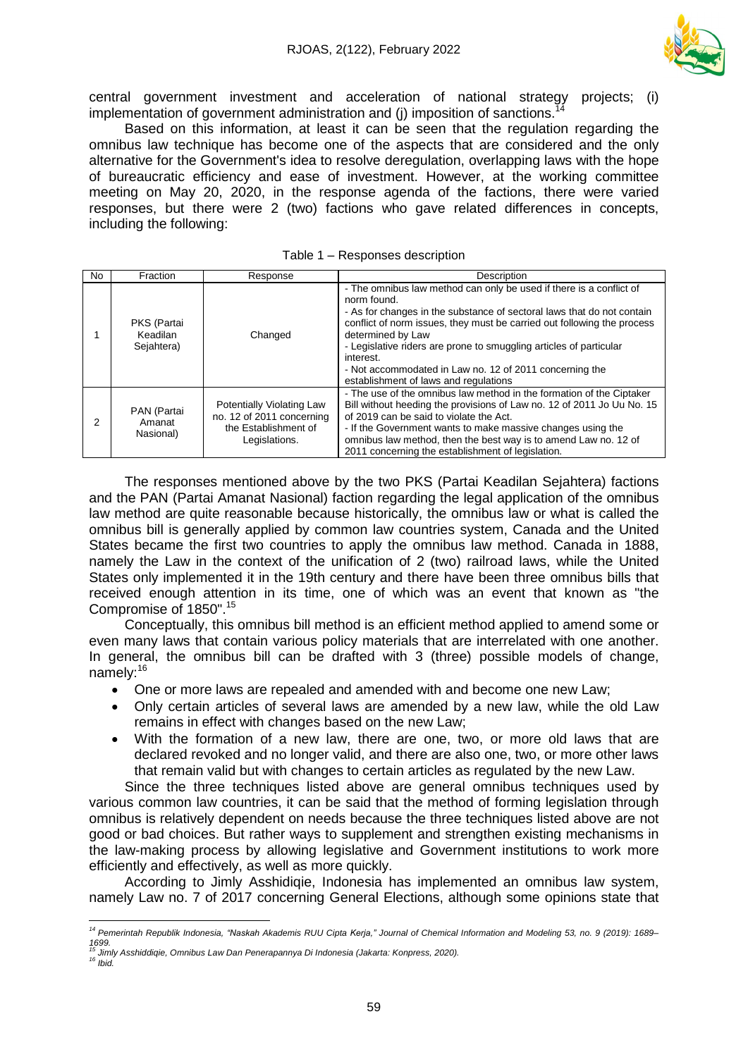central government investment and acceleration of national strategy projects; (i) implementation of government administration and (j) imposition of sanctions.[14]

Based on this information, at least it can be seen that the regulation regarding the omnibus law technique has become one of the aspects that are considered and the only alternative for the Government's idea to resolve deregulation, overlapping laws with the hope of bureaucratic efficiency and ease of investment. However, at the working committee meeting on May 20, 2020, in the response agenda of the factions, there were varied responses, but there were 2 (two) factions who gave related differences in concepts, including the following:

Table 1 – Responses description

| No | Fraction | Response | Description |
|---|---|---|---|
| 1 | PKS (Partai Keadilan Sejahtera) | Changed | - The omnibus law method can only be used if there is a conflict of norm found.<br>- As for changes in the substance of sectoral laws that do not contain conflict of norm issues, they must be carried out following the process determined by Law<br>- Legislative riders are prone to smuggling articles of particular interest.<br>- Not accommodated in Law no. 12 of 2011 concerning the establishment of laws and regulations |
| 2 | PAN (Partai Amanat Nasional) | Potentially Violating Law no. 12 of 2011 concerning the Establishment of Legislations. | - The use of the omnibus law method in the formation of the Ciptaker Bill without heeding the provisions of Law no. 12 of 2011 Jo Uu No. 15 of 2019 can be said to violate the Act.<br>- If the Government wants to make massive changes using the omnibus law method, then the best way is to amend Law no. 12 of 2011 concerning the establishment of legislation. |

The responses mentioned above by the two PKS (Partai Keadilan Sejahtera) factions and the PAN (Partai Amanat Nasional) faction regarding the legal application of the omnibus law method are quite reasonable because historically, the omnibus law or what is called the omnibus bill is generally applied by common law countries system, Canada and the United States became the first two countries to apply the omnibus law method. Canada in 1888, namely the Law in the context of the unification of 2 (two) railroad laws, while the United States only implemented it in the 19th century and there have been three omnibus bills that received enough attention in its time, one of which was an event that known as "the Compromise of 1850".[15]

Conceptually, this omnibus bill method is an efficient method applied to amend some or even many laws that contain various policy materials that are interrelated with one another. In general, the omnibus bill can be drafted with 3 (three) possible models of change, namely:[16]

- One or more laws are repealed and amended with and become one new Law;
- Only certain articles of several laws are amended by a new law, while the old Law remains in effect with changes based on the new Law;
- With the formation of a new law, there are one, two, or more old laws that are declared revoked and no longer valid, and there are also one, two, or more other laws that remain valid but with changes to certain articles as regulated by the new Law.

Since the three techniques listed above are general omnibus techniques used by various common law countries, it can be said that the method of forming legislation through omnibus is relatively dependent on needs because the three techniques listed above are not good or bad choices. But rather ways to supplement and strengthen existing mechanisms in the law-making process by allowing legislative and Government institutions to work more efficiently and effectively, as well as more quickly.

According to Jimly Asshidiqie, Indonesia has implemented an omnibus law system, namely Law no. 7 of 2017 concerning General Elections, although some opinions state that

---

[14] *Pemerintah Republik Indonesia, "Naskah Akademis RUU Cipta Kerja," Journal of Chemical Information and Modeling 53, no. 9 (2019): 1689–1699.*

[15] *Jimly Asshiddiqie, Omnibus Law Dan Penerapannya Di Indonesia (Jakarta: Konpress, 2020).*

[16] *Ibid.*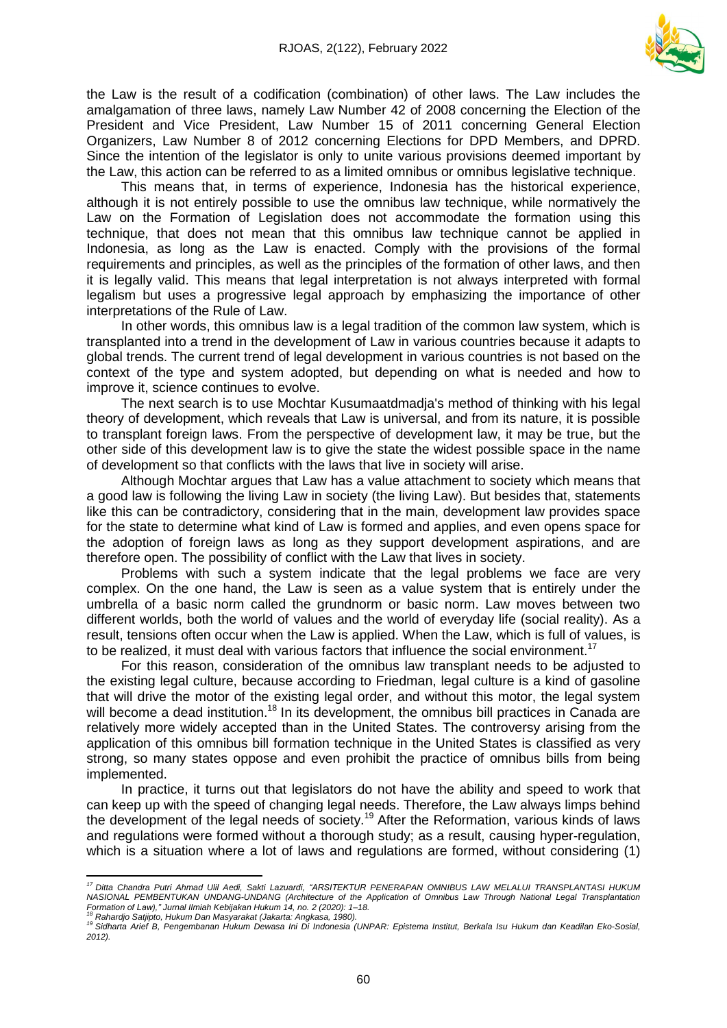the Law is the result of a codification (combination) of other laws. The Law includes the amalgamation of three laws, namely Law Number 42 of 2008 concerning the Election of the President and Vice President, Law Number 15 of 2011 concerning General Election Organizers, Law Number 8 of 2012 concerning Elections for DPD Members, and DPRD. Since the intention of the legislator is only to unite various provisions deemed important by the Law, this action can be referred to as a limited omnibus or omnibus legislative technique.

This means that, in terms of experience, Indonesia has the historical experience, although it is not entirely possible to use the omnibus law technique, while normatively the Law on the Formation of Legislation does not accommodate the formation using this technique, that does not mean that this omnibus law technique cannot be applied in Indonesia, as long as the Law is enacted. Comply with the provisions of the formal requirements and principles, as well as the principles of the formation of other laws, and then it is legally valid. This means that legal interpretation is not always interpreted with formal legalism but uses a progressive legal approach by emphasizing the importance of other interpretations of the Rule of Law.

In other words, this omnibus law is a legal tradition of the common law system, which is transplanted into a trend in the development of Law in various countries because it adapts to global trends. The current trend of legal development in various countries is not based on the context of the type and system adopted, but depending on what is needed and how to improve it, science continues to evolve.

The next search is to use Mochtar Kusumaatdmadja's method of thinking with his legal theory of development, which reveals that Law is universal, and from its nature, it is possible to transplant foreign laws. From the perspective of development law, it may be true, but the other side of this development law is to give the state the widest possible space in the name of development so that conflicts with the laws that live in society will arise.

Although Mochtar argues that Law has a value attachment to society which means that a good law is following the living Law in society (the living Law). But besides that, statements like this can be contradictory, considering that in the main, development law provides space for the state to determine what kind of Law is formed and applies, and even opens space for the adoption of foreign laws as long as they support development aspirations, and are therefore open. The possibility of conflict with the Law that lives in society.

Problems with such a system indicate that the legal problems we face are very complex. On the one hand, the Law is seen as a value system that is entirely under the umbrella of a basic norm called the grundnorm or basic norm. Law moves between two different worlds, both the world of values and the world of everyday life (social reality). As a result, tensions often occur when the Law is applied. When the Law, which is full of values, is to be realized, it must deal with various factors that influence the social environment.[17]

For this reason, consideration of the omnibus law transplant needs to be adjusted to the existing legal culture, because according to Friedman, legal culture is a kind of gasoline that will drive the motor of the existing legal order, and without this motor, the legal system will become a dead institution.[18] In its development, the omnibus bill practices in Canada are relatively more widely accepted than in the United States. The controversy arising from the application of this omnibus bill formation technique in the United States is classified as very strong, so many states oppose and even prohibit the practice of omnibus bills from being implemented.

In practice, it turns out that legislators do not have the ability and speed to work that can keep up with the speed of changing legal needs. Therefore, the Law always limps behind the development of the legal needs of society.[19] After the Reformation, various kinds of laws and regulations were formed without a thorough study; as a result, causing hyper-regulation, which is a situation where a lot of laws and regulations are formed, without considering (1)

---

[17] *Ditta Chandra Putri Ahmad Ulil Aedi, Sakti Lazuardi, "ARSITEKTUR PENERAPAN OMNIBUS LAW MELALUI TRANSPLANTASI HUKUM NASIONAL PEMBENTUKAN UNDANG-UNDANG (Architecture of the Application of Omnibus Law Through National Legal Transplantation Formation of Law)," Jurnal Ilmiah Kebijakan Hukum 14, no. 2 (2020): 1–18.*

[18] *Rahardjo Satjipto, Hukum Dan Masyarakat (Jakarta: Angkasa, 1980).*

[19] *Sidharta Arief B, Pengembanan Hukum Dewasa Ini Di Indonesia (UNPAR: Epistema Institut, Berkala Isu Hukum dan Keadilan Eko-Sosial, 2012).*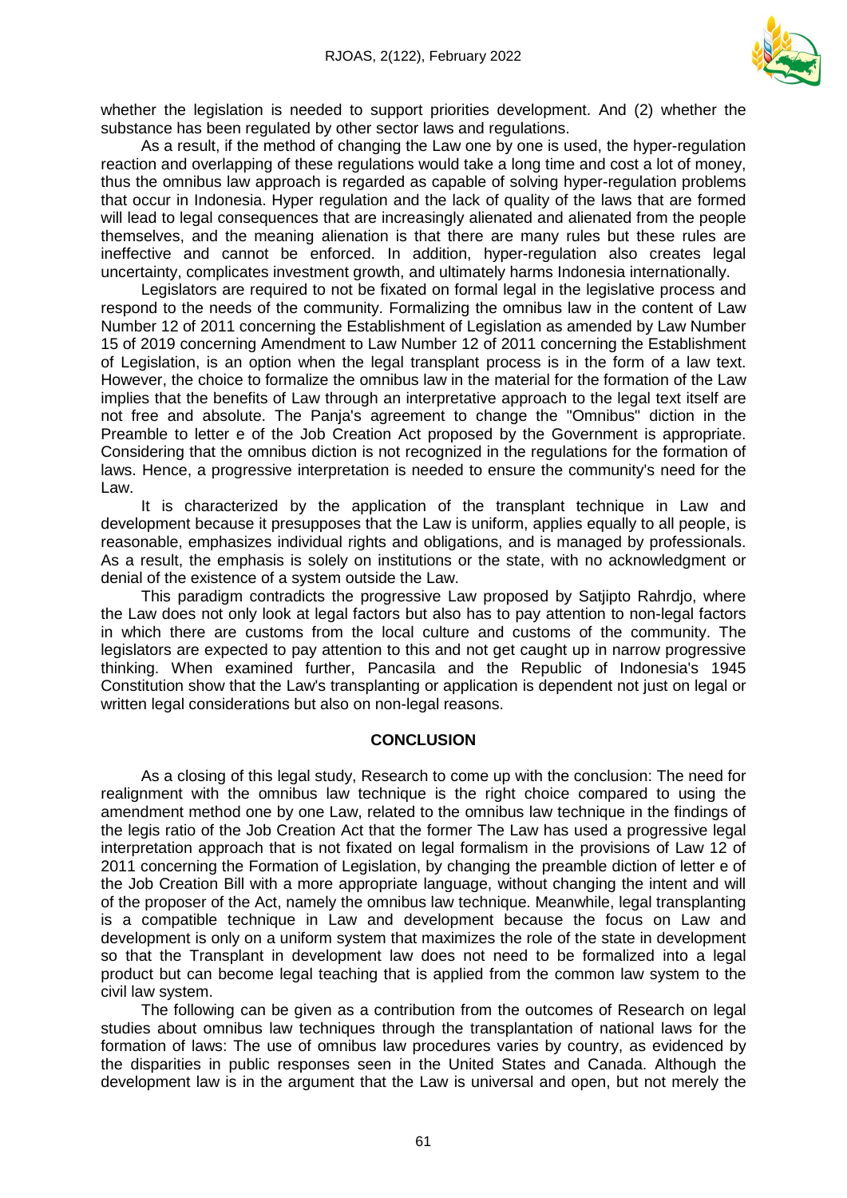whether the legislation is needed to support priorities development. And (2) whether the substance has been regulated by other sector laws and regulations.

As a result, if the method of changing the Law one by one is used, the hyper-regulation reaction and overlapping of these regulations would take a long time and cost a lot of money, thus the omnibus law approach is regarded as capable of solving hyper-regulation problems that occur in Indonesia. Hyper regulation and the lack of quality of the laws that are formed will lead to legal consequences that are increasingly alienated and alienated from the people themselves, and the meaning alienation is that there are many rules but these rules are ineffective and cannot be enforced. In addition, hyper-regulation also creates legal uncertainty, complicates investment growth, and ultimately harms Indonesia internationally.

Legislators are required to not be fixated on formal legal in the legislative process and respond to the needs of the community. Formalizing the omnibus law in the content of Law Number 12 of 2011 concerning the Establishment of Legislation as amended by Law Number 15 of 2019 concerning Amendment to Law Number 12 of 2011 concerning the Establishment of Legislation, is an option when the legal transplant process is in the form of a law text. However, the choice to formalize the omnibus law in the material for the formation of the Law implies that the benefits of Law through an interpretative approach to the legal text itself are not free and absolute. The Panja's agreement to change the "Omnibus" diction in the Preamble to letter e of the Job Creation Act proposed by the Government is appropriate. Considering that the omnibus diction is not recognized in the regulations for the formation of laws. Hence, a progressive interpretation is needed to ensure the community's need for the Law.

It is characterized by the application of the transplant technique in Law and development because it presupposes that the Law is uniform, applies equally to all people, is reasonable, emphasizes individual rights and obligations, and is managed by professionals. As a result, the emphasis is solely on institutions or the state, with no acknowledgment or denial of the existence of a system outside the Law.

This paradigm contradicts the progressive Law proposed by Satjipto Rahrdjo, where the Law does not only look at legal factors but also has to pay attention to non-legal factors in which there are customs from the local culture and customs of the community. The legislators are expected to pay attention to this and not get caught up in narrow progressive thinking. When examined further, Pancasila and the Republic of Indonesia's 1945 Constitution show that the Law's transplanting or application is dependent not just on legal or written legal considerations but also on non-legal reasons.

## CONCLUSION

As a closing of this legal study, Research to come up with the conclusion: The need for realignment with the omnibus law technique is the right choice compared to using the amendment method one by one Law, related to the omnibus law technique in the findings of the legis ratio of the Job Creation Act that the former The Law has used a progressive legal interpretation approach that is not fixated on legal formalism in the provisions of Law 12 of 2011 concerning the Formation of Legislation, by changing the preamble diction of letter e of the Job Creation Bill with a more appropriate language, without changing the intent and will of the proposer of the Act, namely the omnibus law technique. Meanwhile, legal transplanting is a compatible technique in Law and development because the focus on Law and development is only on a uniform system that maximizes the role of the state in development so that the Transplant in development law does not need to be formalized into a legal product but can become legal teaching that is applied from the common law system to the civil law system.

The following can be given as a contribution from the outcomes of Research on legal studies about omnibus law techniques through the transplantation of national laws for the formation of laws: The use of omnibus law procedures varies by country, as evidenced by the disparities in public responses seen in the United States and Canada. Although the development law is in the argument that the Law is universal and open, but not merely the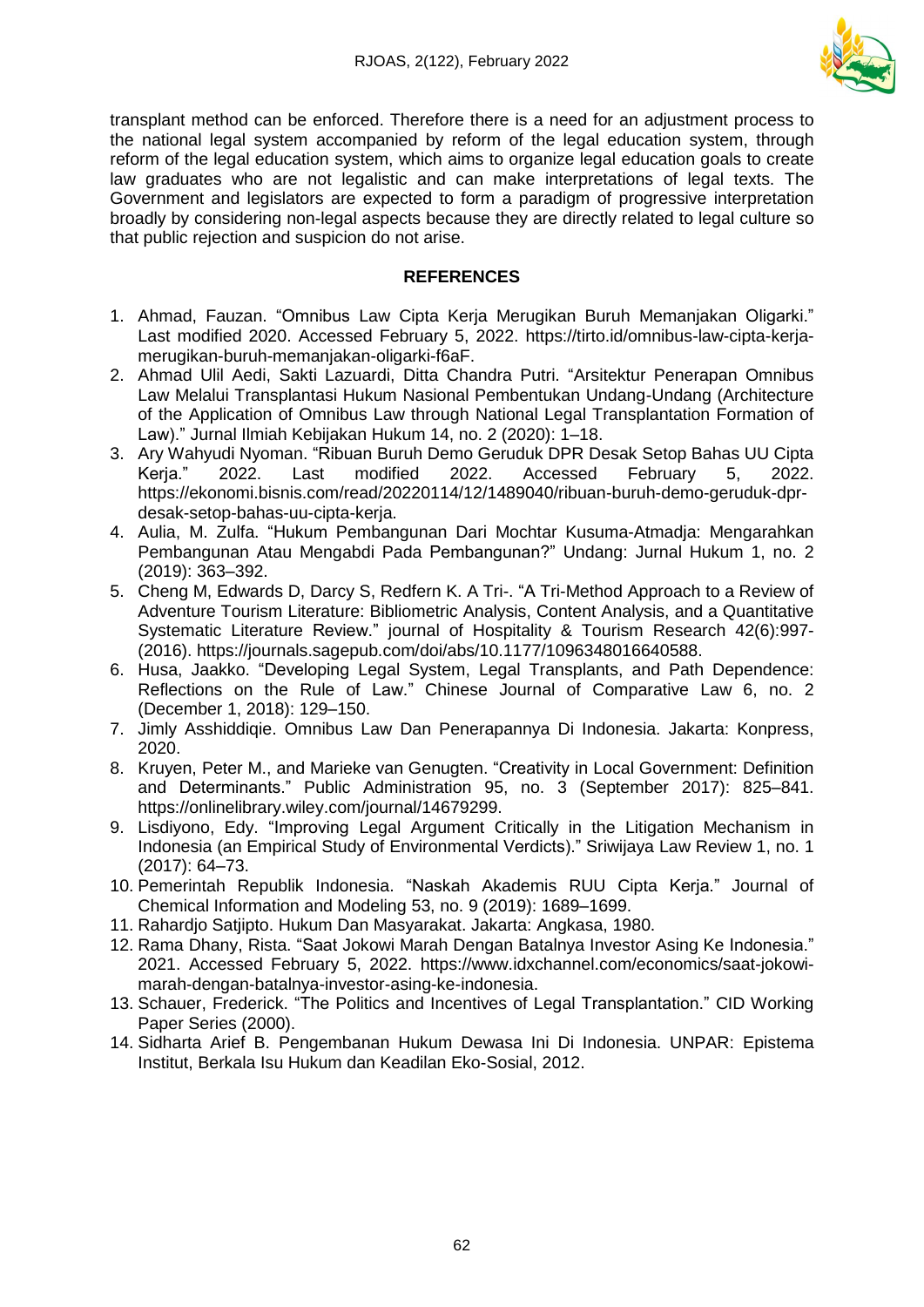transplant method can be enforced. Therefore there is a need for an adjustment process to the national legal system accompanied by reform of the legal education system, through reform of the legal education system, which aims to organize legal education goals to create law graduates who are not legalistic and can make interpretations of legal texts. The Government and legislators are expected to form a paradigm of progressive interpretation broadly by considering non-legal aspects because they are directly related to legal culture so that public rejection and suspicion do not arise.

## REFERENCES

1. Ahmad, Fauzan. "Omnibus Law Cipta Kerja Merugikan Buruh Memanjakan Oligarki." Last modified 2020. Accessed February 5, 2022. https://tirto.id/omnibus-law-cipta-kerja-merugikan-buruh-memanjakan-oligarki-f6aF.
2. Ahmad Ulil Aedi, Sakti Lazuardi, Ditta Chandra Putri. "Arsitektur Penerapan Omnibus Law Melalui Transplantasi Hukum Nasional Pembentukan Undang-Undang (Architecture of the Application of Omnibus Law through National Legal Transplantation Formation of Law)." Jurnal Ilmiah Kebijakan Hukum 14, no. 2 (2020): 1–18.
3. Ary Wahyudi Nyoman. "Ribuan Buruh Demo Geruduk DPR Desak Setop Bahas UU Cipta Kerja." 2022. Last modified 2022. Accessed February 5, 2022. https://ekonomi.bisnis.com/read/20220114/12/1489040/ribuan-buruh-demo-geruduk-dpr-desak-setop-bahas-uu-cipta-kerja.
4. Aulia, M. Zulfa. "Hukum Pembangunan Dari Mochtar Kusuma-Atmadja: Mengarahkan Pembangunan Atau Mengabdi Pada Pembangunan?" Undang: Jurnal Hukum 1, no. 2 (2019): 363–392.
5. Cheng M, Edwards D, Darcy S, Redfern K. A Tri-. "A Tri-Method Approach to a Review of Adventure Tourism Literature: Bibliometric Analysis, Content Analysis, and a Quantitative Systematic Literature Review." journal of Hospitality & Tourism Research 42(6):997-(2016). https://journals.sagepub.com/doi/abs/10.1177/1096348016640588.
6. Husa, Jaakko. "Developing Legal System, Legal Transplants, and Path Dependence: Reflections on the Rule of Law." Chinese Journal of Comparative Law 6, no. 2 (December 1, 2018): 129–150.
7. Jimly Asshiddiqie. Omnibus Law Dan Penerapannya Di Indonesia. Jakarta: Konpress, 2020.
8. Kruyen, Peter M., and Marieke van Genugten. "Creativity in Local Government: Definition and Determinants." Public Administration 95, no. 3 (September 2017): 825–841. https://onlinelibrary.wiley.com/journal/14679299.
9. Lisdiyono, Edy. "Improving Legal Argument Critically in the Litigation Mechanism in Indonesia (an Empirical Study of Environmental Verdicts)." Sriwijaya Law Review 1, no. 1 (2017): 64–73.
10. Pemerintah Republik Indonesia. "Naskah Akademis RUU Cipta Kerja." Journal of Chemical Information and Modeling 53, no. 9 (2019): 1689–1699.
11. Rahardjo Satjipto. Hukum Dan Masyarakat. Jakarta: Angkasa, 1980.
12. Rama Dhany, Rista. "Saat Jokowi Marah Dengan Batalnya Investor Asing Ke Indonesia." 2021. Accessed February 5, 2022. https://www.idxchannel.com/economics/saat-jokowi-marah-dengan-batalnya-investor-asing-ke-indonesia.
13. Schauer, Frederick. "The Politics and Incentives of Legal Transplantation." CID Working Paper Series (2000).
14. Sidharta Arief B. Pengembanan Hukum Dewasa Ini Di Indonesia. UNPAR: Epistema Institut, Berkala Isu Hukum dan Keadilan Eko-Sosial, 2012.